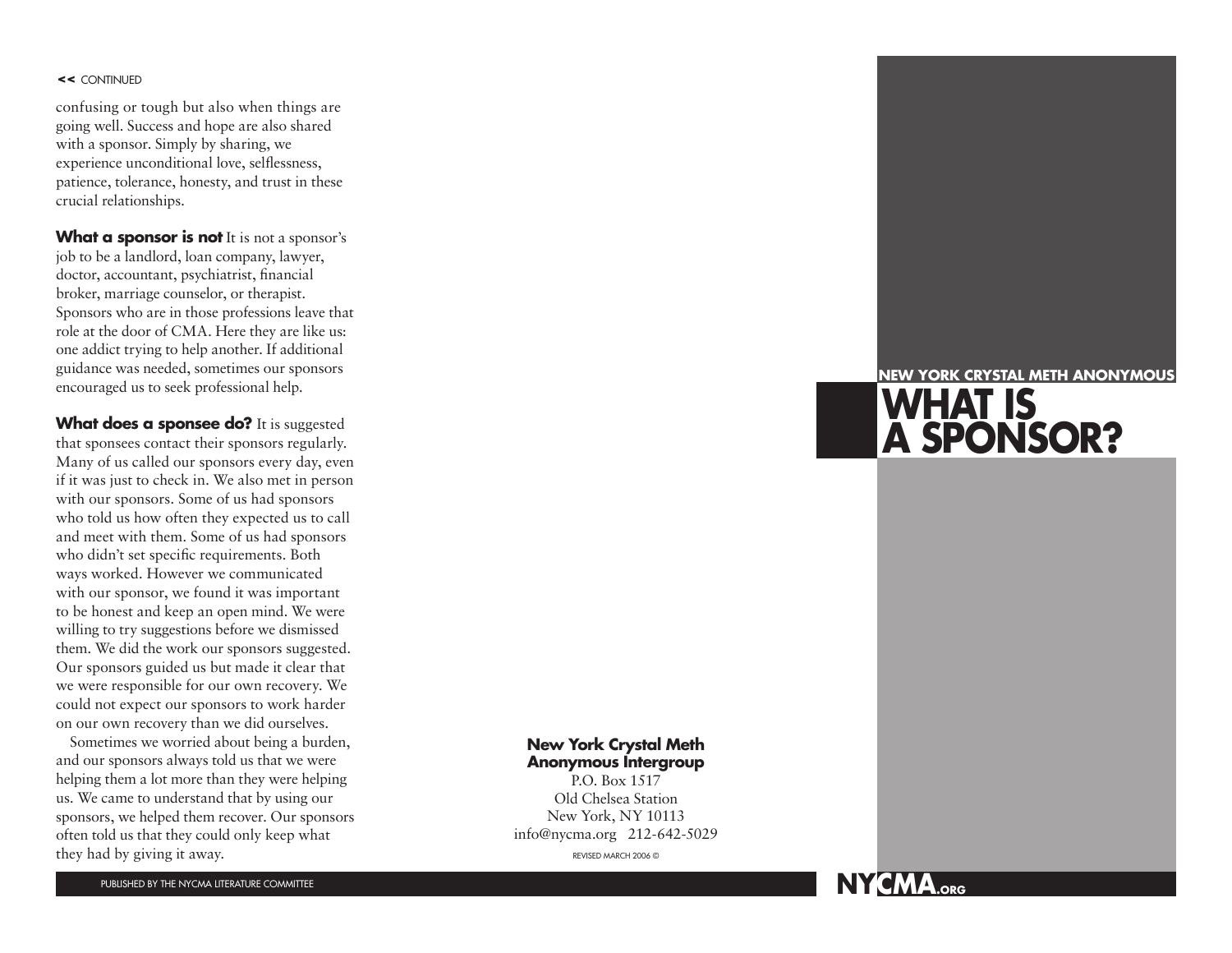<< CONTINUED

confusing or tough but also when things are going well. Success and hope are also shared with a sponsor. Simply by sharing, we experience unconditional love, selflessness, patience, tolerance, honesty, and trust in these crucial relationships.

**What a sponsor is not** It is not a sponsor's job to be a landlord, loan company, lawyer, doctor, accountant, psychiatrist, financial broker, marriage counselor, or therapist. Sponsors who are in those professions leave that role at the door of CMA. Here they are like us: one addict trying to help another. If additional guidance was needed, sometimes our sponsors encouraged us to seek professional help.

**What does a sponsee do?** It is suggested that sponsees contact their sponsors regularly. Many of us called our sponsors every day, even if it was just to check in. We also met in person with our sponsors. Some of us had sponsors who told us how often they expected us to call and meet with them. Some of us had sponsors who didn't set specific requirements. Both ways worked. However we communicated with our sponsor, we found it was important to be honest and keep an open mind. We were willing to try suggestions before we dismissed them. We did the work our sponsors suggested. Our sponsors guided us but made it clear that we were responsible for our own recovery. We could not expect our sponsors to work harder on our own recovery than we did ourselves.

Sometimes we worried about being a burden, and our sponsors always told us that we were helping them a lot more than they were helping us. We came to understand that by using our sponsors, we helped them recover. Our sponsors often told us that they could only keep what they had by giving it away.

PUBLISHED BY THE NYCMA LITERATURE COMMITTEE

**New York Crystal Meth Anonymous Intergroup**
P.O. Box 1517
Old Chelsea Station
New York, NY 10113
info@nycma.org 212-642-5029

REVISED MARCH 2006 ©

**NEW YORK CRYSTAL METH ANONYMOUS**

# WHAT IS A SPONSOR?

**NYCMA.ORG**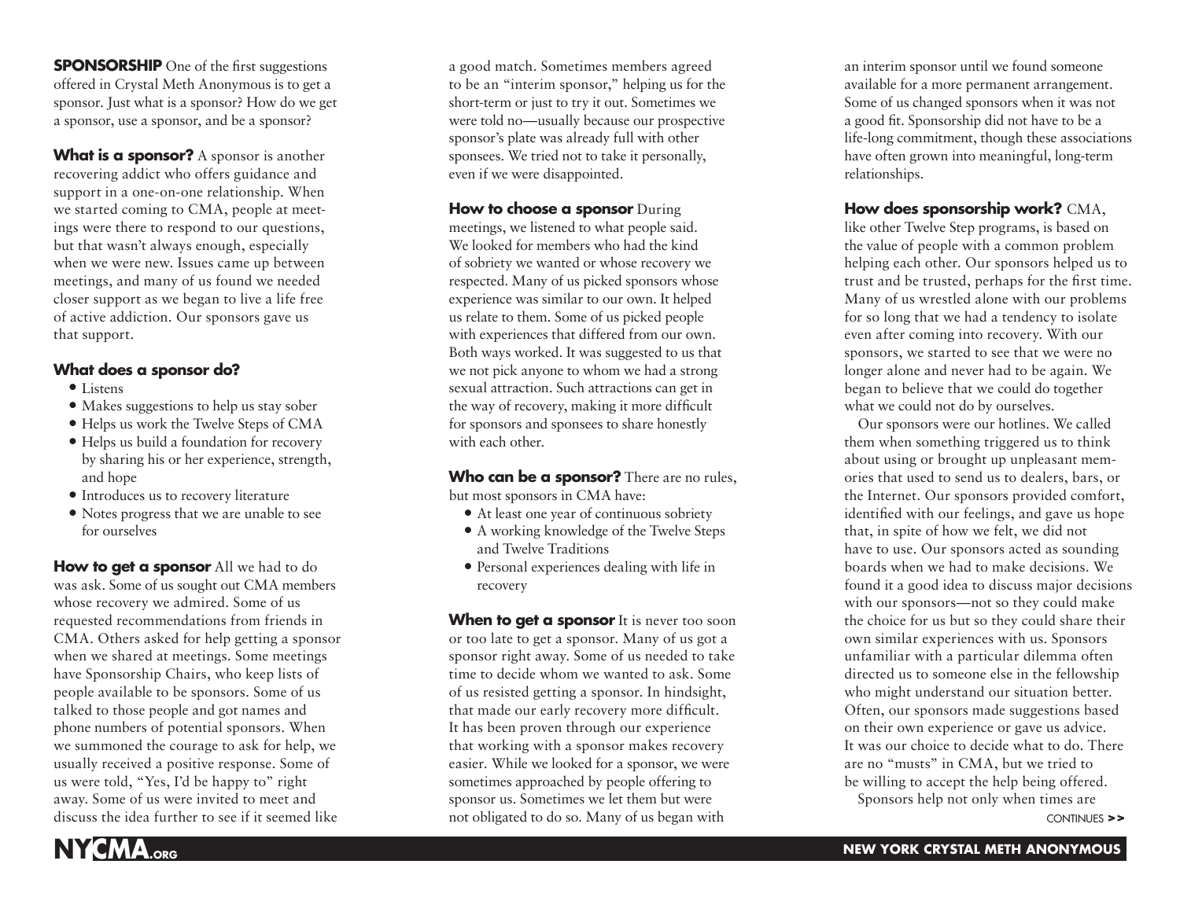**SPONSORSHIP** One of the first suggestions offered in Crystal Meth Anonymous is to get a sponsor. Just what is a sponsor? How do we get a sponsor, use a sponsor, and be a sponsor?

**What is a sponsor?** A sponsor is another recovering addict who offers guidance and support in a one-on-one relationship. When we started coming to CMA, people at meetings were there to respond to our questions, but that wasn't always enough, especially when we were new. Issues came up between meetings, and many of us found we needed closer support as we began to live a life free of active addiction. Our sponsors gave us that support.

**What does a sponsor do?**

- Listens
- Makes suggestions to help us stay sober
- Helps us work the Twelve Steps of CMA
- Helps us build a foundation for recovery by sharing his or her experience, strength, and hope
- Introduces us to recovery literature
- Notes progress that we are unable to see for ourselves

**How to get a sponsor** All we had to do was ask. Some of us sought out CMA members whose recovery we admired. Some of us requested recommendations from friends in CMA. Others asked for help getting a sponsor when we shared at meetings. Some meetings have Sponsorship Chairs, who keep lists of people available to be sponsors. Some of us talked to those people and got names and phone numbers of potential sponsors. When we summoned the courage to ask for help, we usually received a positive response. Some of us were told, "Yes, I'd be happy to" right away. Some of us were invited to meet and discuss the idea further to see if it seemed like a good match. Sometimes members agreed to be an "interim sponsor," helping us for the short-term or just to try it out. Sometimes we were told no—usually because our prospective sponsor's plate was already full with other sponsees. We tried not to take it personally, even if we were disappointed.

**How to choose a sponsor** During meetings, we listened to what people said. We looked for members who had the kind of sobriety we wanted or whose recovery we respected. Many of us picked sponsors whose experience was similar to our own. It helped us relate to them. Some of us picked people with experiences that differed from our own. Both ways worked. It was suggested to us that we not pick anyone to whom we had a strong sexual attraction. Such attractions can get in the way of recovery, making it more difficult for sponsors and sponsees to share honestly with each other.

**Who can be a sponsor?** There are no rules, but most sponsors in CMA have:

- At least one year of continuous sobriety
- A working knowledge of the Twelve Steps and Twelve Traditions
- Personal experiences dealing with life in recovery

**When to get a sponsor** It is never too soon or too late to get a sponsor. Many of us got a sponsor right away. Some of us needed to take time to decide whom we wanted to ask. Some of us resisted getting a sponsor. In hindsight, that made our early recovery more difficult. It has been proven through our experience that working with a sponsor makes recovery easier. While we looked for a sponsor, we were sometimes approached by people offering to sponsor us. Sometimes we let them but were not obligated to do so. Many of us began with an interim sponsor until we found someone available for a more permanent arrangement. Some of us changed sponsors when it was not a good fit. Sponsorship did not have to be a life-long commitment, though these associations have often grown into meaningful, long-term relationships.

**How does sponsorship work?** CMA, like other Twelve Step programs, is based on the value of people with a common problem helping each other. Our sponsors helped us to trust and be trusted, perhaps for the first time. Many of us wrestled alone with our problems for so long that we had a tendency to isolate even after coming into recovery. With our sponsors, we started to see that we were no longer alone and never had to be again. We began to believe that we could do together what we could not do by ourselves.

Our sponsors were our hotlines. We called them when something triggered us to think about using or brought up unpleasant memories that used to send us to dealers, bars, or the Internet. Our sponsors provided comfort, identified with our feelings, and gave us hope that, in spite of how we felt, we did not have to use. Our sponsors acted as sounding boards when we had to make decisions. We found it a good idea to discuss major decisions with our sponsors—not so they could make the choice for us but so they could share their own similar experiences with us. Sponsors unfamiliar with a particular dilemma often directed us to someone else in the fellowship who might understand our situation better. Often, our sponsors made suggestions based on their own experience or gave us advice. It was our choice to decide what to do. There are no "musts" in CMA, but we tried to be willing to accept the help being offered.

Sponsors help not only when times are

CONTINUES >>